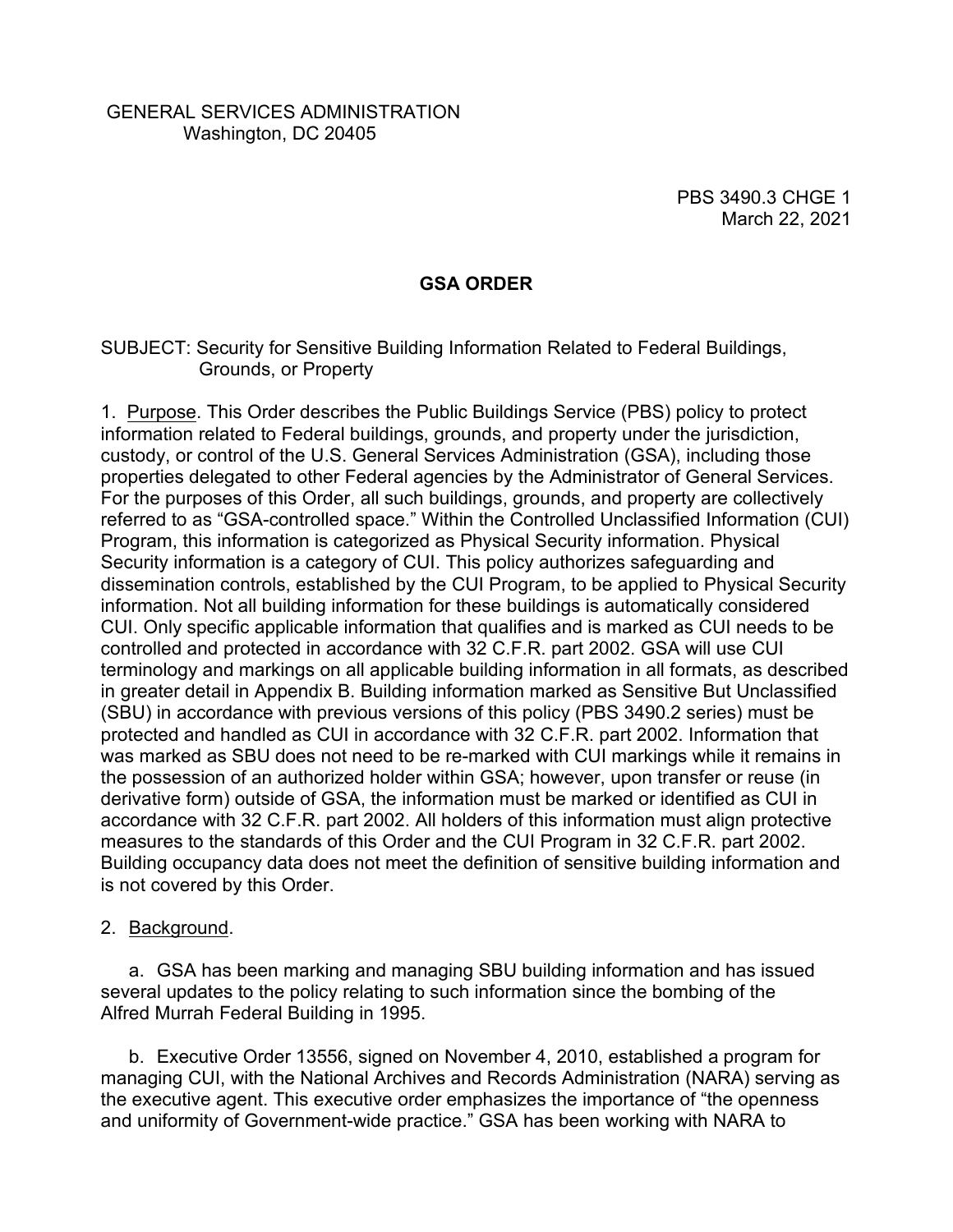GENERAL SERVICES ADMINISTRATION
Washington, DC 20405

PBS 3490.3 CHGE 1
March 22, 2021

# GSA ORDER

SUBJECT: Security for Sensitive Building Information Related to Federal Buildings, Grounds, or Property

1. Purpose. This Order describes the Public Buildings Service (PBS) policy to protect information related to Federal buildings, grounds, and property under the jurisdiction, custody, or control of the U.S. General Services Administration (GSA), including those properties delegated to other Federal agencies by the Administrator of General Services. For the purposes of this Order, all such buildings, grounds, and property are collectively referred to as "GSA-controlled space." Within the Controlled Unclassified Information (CUI) Program, this information is categorized as Physical Security information. Physical Security information is a category of CUI. This policy authorizes safeguarding and dissemination controls, established by the CUI Program, to be applied to Physical Security information. Not all building information for these buildings is automatically considered CUI. Only specific applicable information that qualifies and is marked as CUI needs to be controlled and protected in accordance with 32 C.F.R. part 2002. GSA will use CUI terminology and markings on all applicable building information in all formats, as described in greater detail in Appendix B. Building information marked as Sensitive But Unclassified (SBU) in accordance with previous versions of this policy (PBS 3490.2 series) must be protected and handled as CUI in accordance with 32 C.F.R. part 2002. Information that was marked as SBU does not need to be re-marked with CUI markings while it remains in the possession of an authorized holder within GSA; however, upon transfer or reuse (in derivative form) outside of GSA, the information must be marked or identified as CUI in accordance with 32 C.F.R. part 2002. All holders of this information must align protective measures to the standards of this Order and the CUI Program in 32 C.F.R. part 2002. Building occupancy data does not meet the definition of sensitive building information and is not covered by this Order.

2. Background.

a. GSA has been marking and managing SBU building information and has issued several updates to the policy relating to such information since the bombing of the Alfred Murrah Federal Building in 1995.

b. Executive Order 13556, signed on November 4, 2010, established a program for managing CUI, with the National Archives and Records Administration (NARA) serving as the executive agent. This executive order emphasizes the importance of "the openness and uniformity of Government-wide practice." GSA has been working with NARA to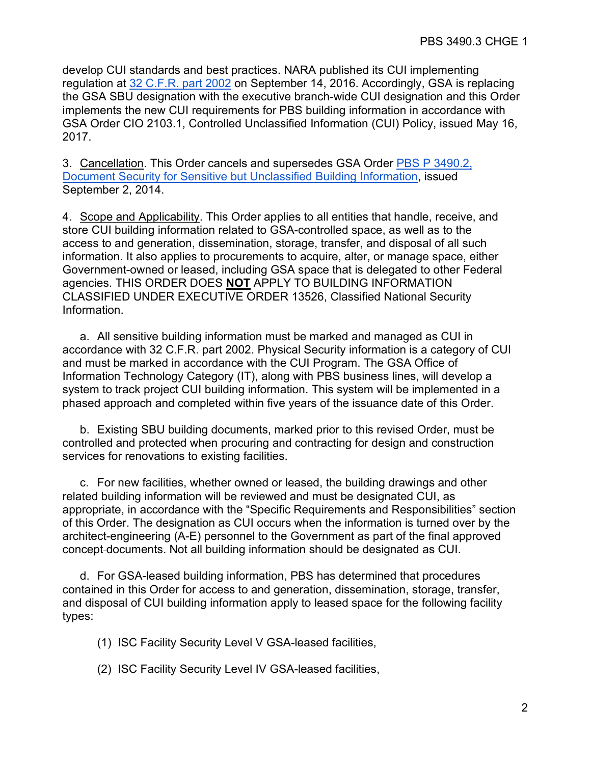develop CUI standards and best practices. NARA published its CUI implementing regulation at 32 C.F.R. part 2002 on September 14, 2016. Accordingly, GSA is replacing the GSA SBU designation with the executive branch-wide CUI designation and this Order implements the new CUI requirements for PBS building information in accordance with GSA Order CIO 2103.1, Controlled Unclassified Information (CUI) Policy, issued May 16, 2017.

3. Cancellation. This Order cancels and supersedes GSA Order PBS P 3490.2, Document Security for Sensitive but Unclassified Building Information, issued September 2, 2014.

4. Scope and Applicability. This Order applies to all entities that handle, receive, and store CUI building information related to GSA-controlled space, as well as to the access to and generation, dissemination, storage, transfer, and disposal of all such information. It also applies to procurements to acquire, alter, or manage space, either Government-owned or leased, including GSA space that is delegated to other Federal agencies. THIS ORDER DOES **NOT** APPLY TO BUILDING INFORMATION CLASSIFIED UNDER EXECUTIVE ORDER 13526, Classified National Security Information.

a. All sensitive building information must be marked and managed as CUI in accordance with 32 C.F.R. part 2002. Physical Security information is a category of CUI and must be marked in accordance with the CUI Program. The GSA Office of Information Technology Category (IT), along with PBS business lines, will develop a system to track project CUI building information. This system will be implemented in a phased approach and completed within five years of the issuance date of this Order.

b. Existing SBU building documents, marked prior to this revised Order, must be controlled and protected when procuring and contracting for design and construction services for renovations to existing facilities.

c. For new facilities, whether owned or leased, the building drawings and other related building information will be reviewed and must be designated CUI, as appropriate, in accordance with the "Specific Requirements and Responsibilities" section of this Order. The designation as CUI occurs when the information is turned over by the architect-engineering (A-E) personnel to the Government as part of the final approved concept documents. Not all building information should be designated as CUI.

d. For GSA-leased building information, PBS has determined that procedures contained in this Order for access to and generation, dissemination, storage, transfer, and disposal of CUI building information apply to leased space for the following facility types:

(1) ISC Facility Security Level V GSA-leased facilities,

(2) ISC Facility Security Level IV GSA-leased facilities,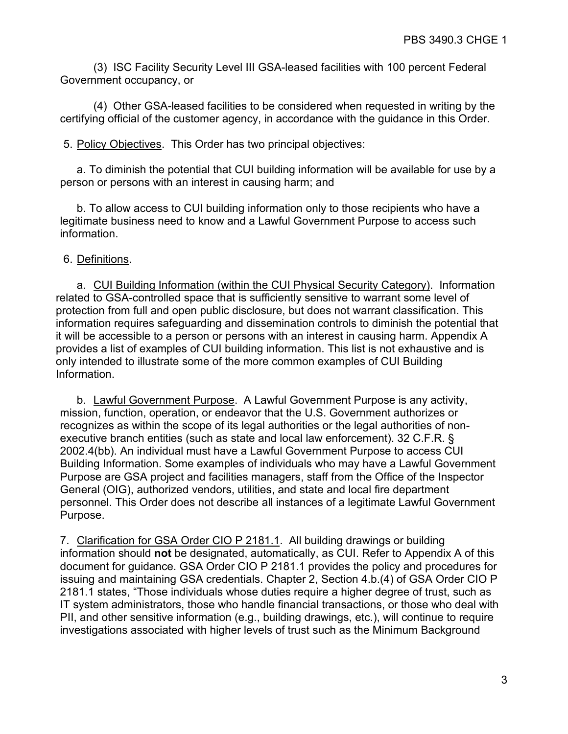(3) ISC Facility Security Level III GSA-leased facilities with 100 percent Federal Government occupancy, or

(4) Other GSA-leased facilities to be considered when requested in writing by the certifying official of the customer agency, in accordance with the guidance in this Order.

5. Policy Objectives. This Order has two principal objectives:

a. To diminish the potential that CUI building information will be available for use by a person or persons with an interest in causing harm; and

b. To allow access to CUI building information only to those recipients who have a legitimate business need to know and a Lawful Government Purpose to access such information.

6. Definitions.

a. CUI Building Information (within the CUI Physical Security Category). Information related to GSA-controlled space that is sufficiently sensitive to warrant some level of protection from full and open public disclosure, but does not warrant classification. This information requires safeguarding and dissemination controls to diminish the potential that it will be accessible to a person or persons with an interest in causing harm. Appendix A provides a list of examples of CUI building information. This list is not exhaustive and is only intended to illustrate some of the more common examples of CUI Building Information.

b. Lawful Government Purpose. A Lawful Government Purpose is any activity, mission, function, operation, or endeavor that the U.S. Government authorizes or recognizes as within the scope of its legal authorities or the legal authorities of non-executive branch entities (such as state and local law enforcement). 32 C.F.R. § 2002.4(bb). An individual must have a Lawful Government Purpose to access CUI Building Information. Some examples of individuals who may have a Lawful Government Purpose are GSA project and facilities managers, staff from the Office of the Inspector General (OIG), authorized vendors, utilities, and state and local fire department personnel. This Order does not describe all instances of a legitimate Lawful Government Purpose.

7. Clarification for GSA Order CIO P 2181.1. All building drawings or building information should **not** be designated, automatically, as CUI. Refer to Appendix A of this document for guidance. GSA Order CIO P 2181.1 provides the policy and procedures for issuing and maintaining GSA credentials. Chapter 2, Section 4.b.(4) of GSA Order CIO P 2181.1 states, "Those individuals whose duties require a higher degree of trust, such as IT system administrators, those who handle financial transactions, or those who deal with PII, and other sensitive information (e.g., building drawings, etc.), will continue to require investigations associated with higher levels of trust such as the Minimum Background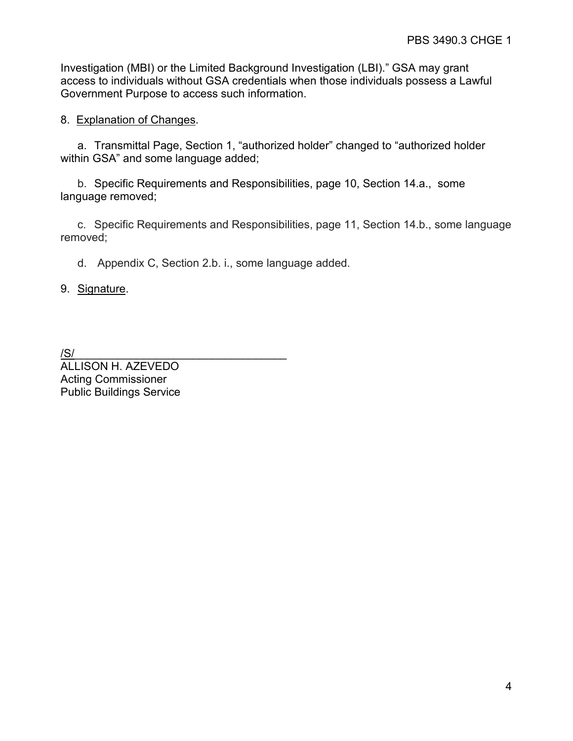Investigation (MBI) or the Limited Background Investigation (LBI)." GSA may grant access to individuals without GSA credentials when those individuals possess a Lawful Government Purpose to access such information.

8. Explanation of Changes.

a. Transmittal Page, Section 1, "authorized holder" changed to "authorized holder within GSA" and some language added;

b. Specific Requirements and Responsibilities, page 10, Section 14.a., some language removed;

c. Specific Requirements and Responsibilities, page 11, Section 14.b., some language removed;

d. Appendix C, Section 2.b. i., some language added.

9. Signature.

/S/\_\_\_\_\_\_\_\_\_\_\_\_\_\_\_\_\_\_\_\_\_\_\_\_\_\_\_\_\_\_\_\_\_\_\_

ALLISON H. AZEVEDO  
Acting Commissioner  
Public Buildings Service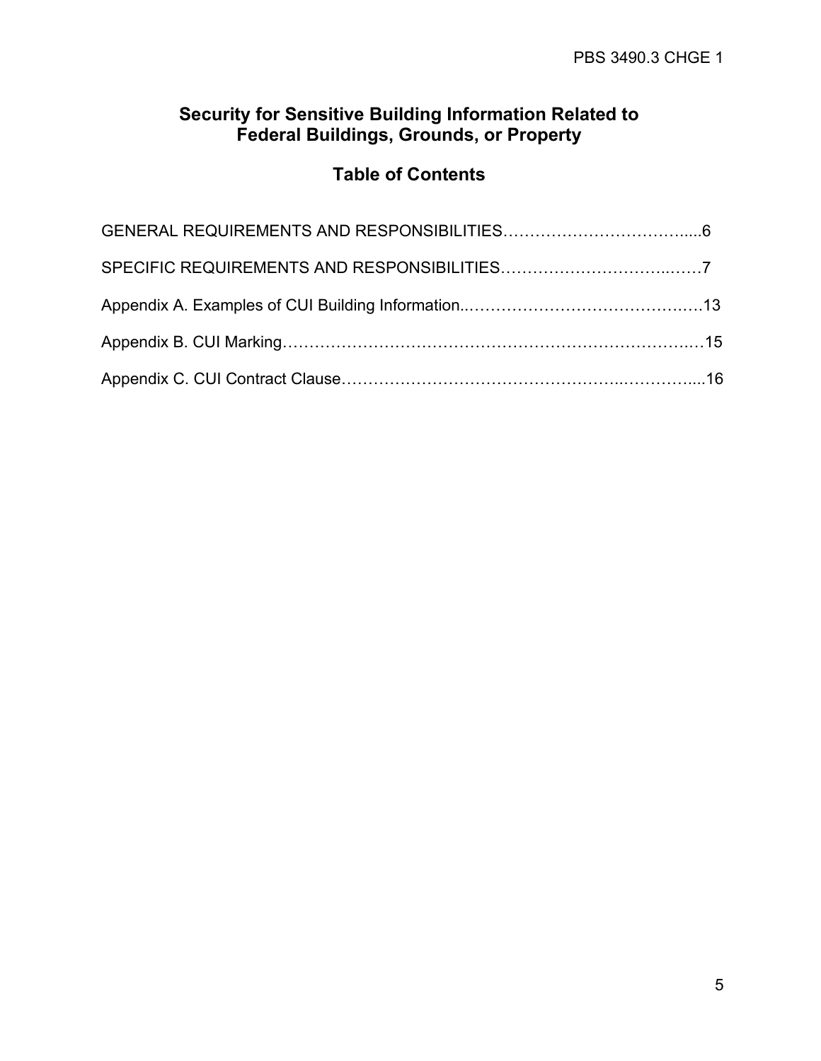# Security for Sensitive Building Information Related to Federal Buildings, Grounds, or Property

## Table of Contents

GENERAL REQUIREMENTS AND RESPONSIBILITIES……………………………….....6

SPECIFIC REQUIREMENTS AND RESPONSIBILITIES…………………………..……7

Appendix A. Examples of CUI Building Information..…………………………………..…13

Appendix B. CUI Marking…………………………………………………………………..…15

Appendix C. CUI Contract Clause…………………………………………..…………....16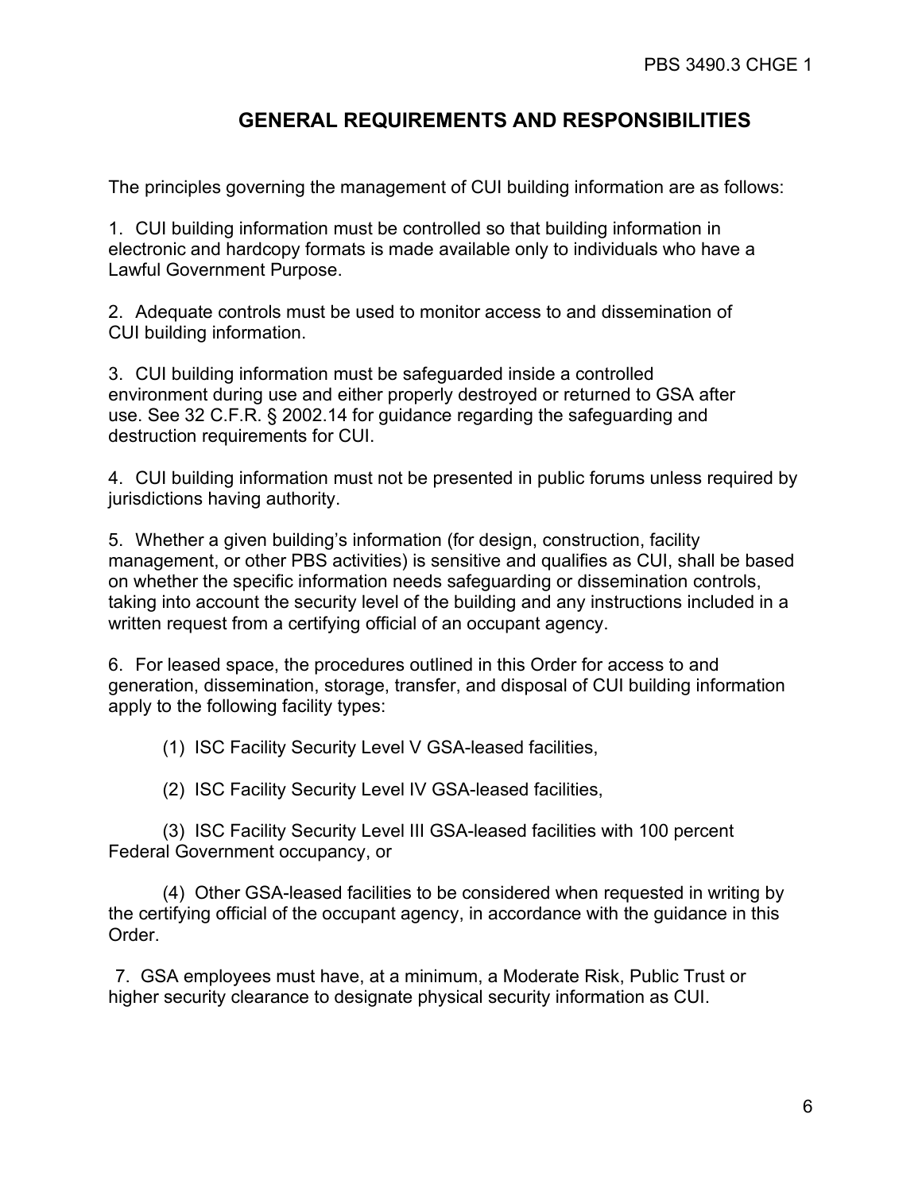## GENERAL REQUIREMENTS AND RESPONSIBILITIES

The principles governing the management of CUI building information are as follows:

1. CUI building information must be controlled so that building information in electronic and hardcopy formats is made available only to individuals who have a Lawful Government Purpose.

2. Adequate controls must be used to monitor access to and dissemination of CUI building information.

3. CUI building information must be safeguarded inside a controlled environment during use and either properly destroyed or returned to GSA after use. See 32 C.F.R. § 2002.14 for guidance regarding the safeguarding and destruction requirements for CUI.

4. CUI building information must not be presented in public forums unless required by jurisdictions having authority.

5. Whether a given building's information (for design, construction, facility management, or other PBS activities) is sensitive and qualifies as CUI, shall be based on whether the specific information needs safeguarding or dissemination controls, taking into account the security level of the building and any instructions included in a written request from a certifying official of an occupant agency.

6. For leased space, the procedures outlined in this Order for access to and generation, dissemination, storage, transfer, and disposal of CUI building information apply to the following facility types:

(1) ISC Facility Security Level V GSA-leased facilities,

(2) ISC Facility Security Level IV GSA-leased facilities,

(3) ISC Facility Security Level III GSA-leased facilities with 100 percent Federal Government occupancy, or

(4) Other GSA-leased facilities to be considered when requested in writing by the certifying official of the occupant agency, in accordance with the guidance in this Order.

7. GSA employees must have, at a minimum, a Moderate Risk, Public Trust or higher security clearance to designate physical security information as CUI.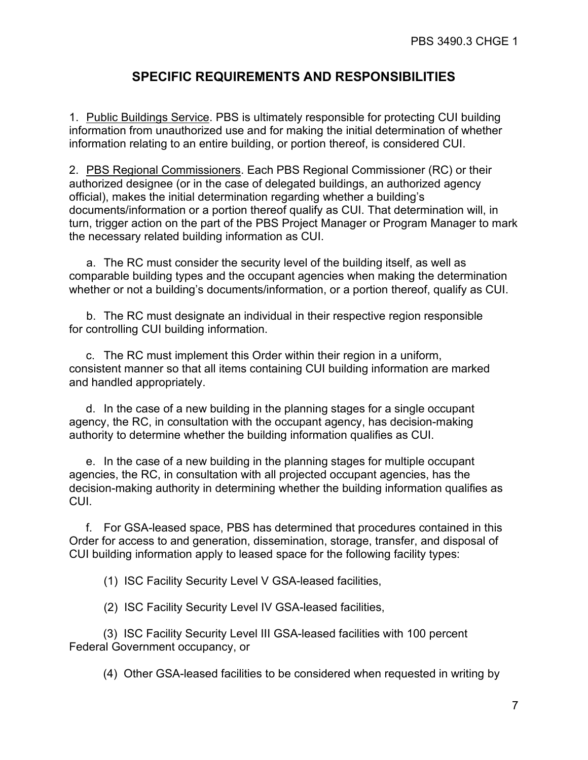## SPECIFIC REQUIREMENTS AND RESPONSIBILITIES

1. Public Buildings Service. PBS is ultimately responsible for protecting CUI building information from unauthorized use and for making the initial determination of whether information relating to an entire building, or portion thereof, is considered CUI.

2. PBS Regional Commissioners. Each PBS Regional Commissioner (RC) or their authorized designee (or in the case of delegated buildings, an authorized agency official), makes the initial determination regarding whether a building's documents/information or a portion thereof qualify as CUI. That determination will, in turn, trigger action on the part of the PBS Project Manager or Program Manager to mark the necessary related building information as CUI.

a. The RC must consider the security level of the building itself, as well as comparable building types and the occupant agencies when making the determination whether or not a building's documents/information, or a portion thereof, qualify as CUI.

b. The RC must designate an individual in their respective region responsible for controlling CUI building information.

c. The RC must implement this Order within their region in a uniform, consistent manner so that all items containing CUI building information are marked and handled appropriately.

d. In the case of a new building in the planning stages for a single occupant agency, the RC, in consultation with the occupant agency, has decision-making authority to determine whether the building information qualifies as CUI.

e. In the case of a new building in the planning stages for multiple occupant agencies, the RC, in consultation with all projected occupant agencies, has the decision-making authority in determining whether the building information qualifies as CUI.

f. For GSA-leased space, PBS has determined that procedures contained in this Order for access to and generation, dissemination, storage, transfer, and disposal of CUI building information apply to leased space for the following facility types:

(1) ISC Facility Security Level V GSA-leased facilities,

(2) ISC Facility Security Level IV GSA-leased facilities,

(3) ISC Facility Security Level III GSA-leased facilities with 100 percent Federal Government occupancy, or

(4) Other GSA-leased facilities to be considered when requested in writing by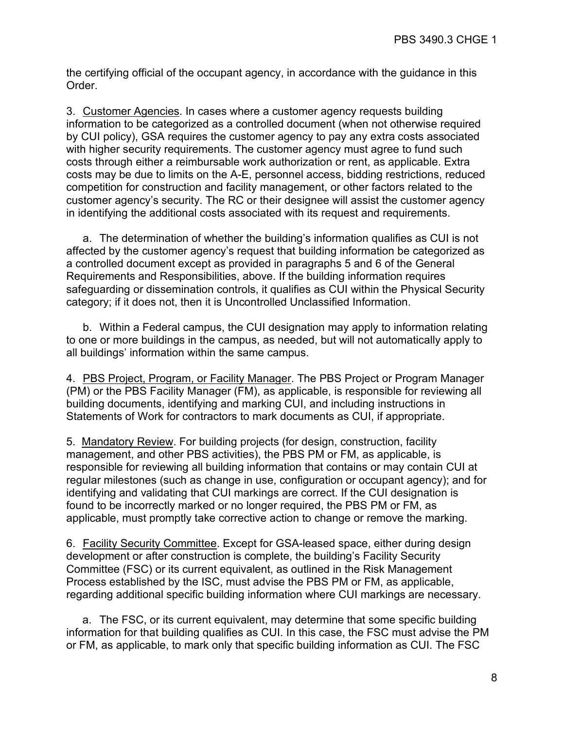the certifying official of the occupant agency, in accordance with the guidance in this Order.

3. <u>Customer Agencies</u>. In cases where a customer agency requests building information to be categorized as a controlled document (when not otherwise required by CUI policy), GSA requires the customer agency to pay any extra costs associated with higher security requirements. The customer agency must agree to fund such costs through either a reimbursable work authorization or rent, as applicable. Extra costs may be due to limits on the A-E, personnel access, bidding restrictions, reduced competition for construction and facility management, or other factors related to the customer agency's security. The RC or their designee will assist the customer agency in identifying the additional costs associated with its request and requirements.

a. The determination of whether the building's information qualifies as CUI is not affected by the customer agency's request that building information be categorized as a controlled document except as provided in paragraphs 5 and 6 of the General Requirements and Responsibilities, above. If the building information requires safeguarding or dissemination controls, it qualifies as CUI within the Physical Security category; if it does not, then it is Uncontrolled Unclassified Information.

b. Within a Federal campus, the CUI designation may apply to information relating to one or more buildings in the campus, as needed, but will not automatically apply to all buildings' information within the same campus.

4. <u>PBS Project, Program, or Facility Manager</u>. The PBS Project or Program Manager (PM) or the PBS Facility Manager (FM), as applicable, is responsible for reviewing all building documents, identifying and marking CUI, and including instructions in Statements of Work for contractors to mark documents as CUI, if appropriate.

5. <u>Mandatory Review</u>. For building projects (for design, construction, facility management, and other PBS activities), the PBS PM or FM, as applicable, is responsible for reviewing all building information that contains or may contain CUI at regular milestones (such as change in use, configuration or occupant agency); and for identifying and validating that CUI markings are correct. If the CUI designation is found to be incorrectly marked or no longer required, the PBS PM or FM, as applicable, must promptly take corrective action to change or remove the marking.

6. <u>Facility Security Committee</u>. Except for GSA-leased space, either during design development or after construction is complete, the building's Facility Security Committee (FSC) or its current equivalent, as outlined in the Risk Management Process established by the ISC, must advise the PBS PM or FM, as applicable, regarding additional specific building information where CUI markings are necessary.

a. The FSC, or its current equivalent, may determine that some specific building information for that building qualifies as CUI. In this case, the FSC must advise the PM or FM, as applicable, to mark only that specific building information as CUI. The FSC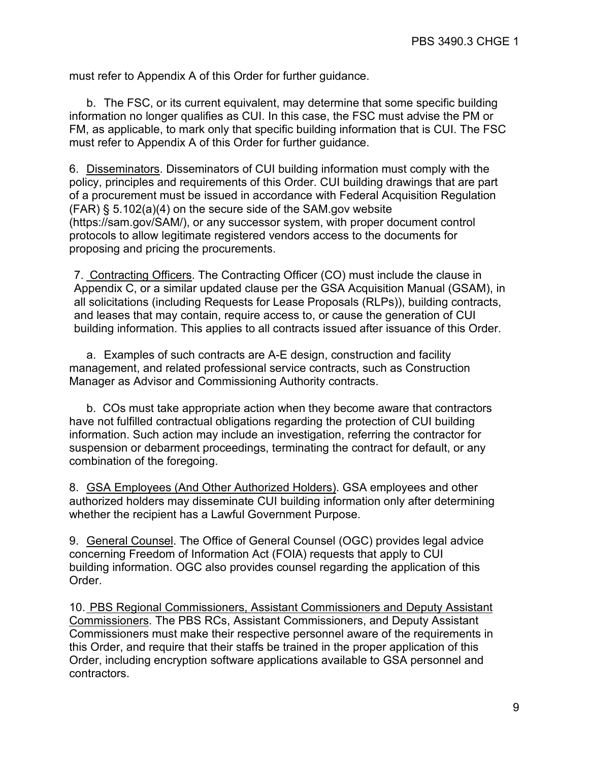must refer to Appendix A of this Order for further guidance.

b. The FSC, or its current equivalent, may determine that some specific building information no longer qualifies as CUI. In this case, the FSC must advise the PM or FM, as applicable, to mark only that specific building information that is CUI. The FSC must refer to Appendix A of this Order for further guidance.

6. Disseminators. Disseminators of CUI building information must comply with the policy, principles and requirements of this Order. CUI building drawings that are part of a procurement must be issued in accordance with Federal Acquisition Regulation (FAR) § 5.102(a)(4) on the secure side of the SAM.gov website (https://sam.gov/SAM/), or any successor system, with proper document control protocols to allow legitimate registered vendors access to the documents for proposing and pricing the procurements.

7. Contracting Officers. The Contracting Officer (CO) must include the clause in Appendix C, or a similar updated clause per the GSA Acquisition Manual (GSAM), in all solicitations (including Requests for Lease Proposals (RLPs)), building contracts, and leases that may contain, require access to, or cause the generation of CUI building information. This applies to all contracts issued after issuance of this Order.

a. Examples of such contracts are A-E design, construction and facility management, and related professional service contracts, such as Construction Manager as Advisor and Commissioning Authority contracts.

b. COs must take appropriate action when they become aware that contractors have not fulfilled contractual obligations regarding the protection of CUI building information. Such action may include an investigation, referring the contractor for suspension or debarment proceedings, terminating the contract for default, or any combination of the foregoing.

8. GSA Employees (And Other Authorized Holders). GSA employees and other authorized holders may disseminate CUI building information only after determining whether the recipient has a Lawful Government Purpose.

9. General Counsel. The Office of General Counsel (OGC) provides legal advice concerning Freedom of Information Act (FOIA) requests that apply to CUI building information. OGC also provides counsel regarding the application of this Order.

10. PBS Regional Commissioners, Assistant Commissioners and Deputy Assistant Commissioners. The PBS RCs, Assistant Commissioners, and Deputy Assistant Commissioners must make their respective personnel aware of the requirements in this Order, and require that their staffs be trained in the proper application of this Order, including encryption software applications available to GSA personnel and contractors.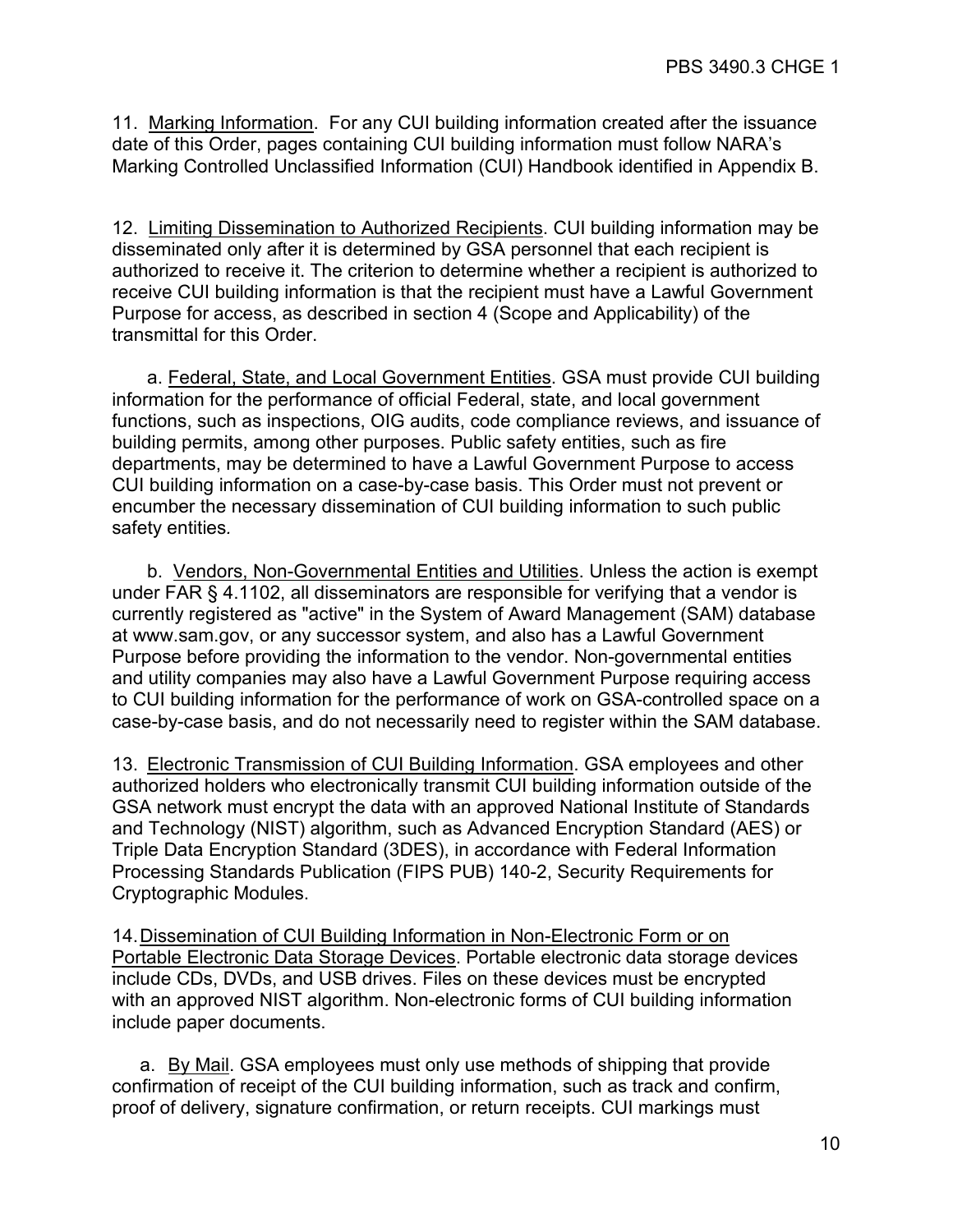11. Marking Information. For any CUI building information created after the issuance date of this Order, pages containing CUI building information must follow NARA's Marking Controlled Unclassified Information (CUI) Handbook identified in Appendix B.

12. Limiting Dissemination to Authorized Recipients. CUI building information may be disseminated only after it is determined by GSA personnel that each recipient is authorized to receive it. The criterion to determine whether a recipient is authorized to receive CUI building information is that the recipient must have a Lawful Government Purpose for access, as described in section 4 (Scope and Applicability) of the transmittal for this Order.

a. Federal, State, and Local Government Entities. GSA must provide CUI building information for the performance of official Federal, state, and local government functions, such as inspections, OIG audits, code compliance reviews, and issuance of building permits, among other purposes. Public safety entities, such as fire departments, may be determined to have a Lawful Government Purpose to access CUI building information on a case-by-case basis. This Order must not prevent or encumber the necessary dissemination of CUI building information to such public safety entities.

b. Vendors, Non-Governmental Entities and Utilities. Unless the action is exempt under FAR § 4.1102, all disseminators are responsible for verifying that a vendor is currently registered as "active" in the System of Award Management (SAM) database at www.sam.gov, or any successor system, and also has a Lawful Government Purpose before providing the information to the vendor. Non-governmental entities and utility companies may also have a Lawful Government Purpose requiring access to CUI building information for the performance of work on GSA-controlled space on a case-by-case basis, and do not necessarily need to register within the SAM database.

13. Electronic Transmission of CUI Building Information. GSA employees and other authorized holders who electronically transmit CUI building information outside of the GSA network must encrypt the data with an approved National Institute of Standards and Technology (NIST) algorithm, such as Advanced Encryption Standard (AES) or Triple Data Encryption Standard (3DES), in accordance with Federal Information Processing Standards Publication (FIPS PUB) 140-2, Security Requirements for Cryptographic Modules.

14. Dissemination of CUI Building Information in Non-Electronic Form or on Portable Electronic Data Storage Devices. Portable electronic data storage devices include CDs, DVDs, and USB drives. Files on these devices must be encrypted with an approved NIST algorithm. Non-electronic forms of CUI building information include paper documents.

a. By Mail. GSA employees must only use methods of shipping that provide confirmation of receipt of the CUI building information, such as track and confirm, proof of delivery, signature confirmation, or return receipts. CUI markings must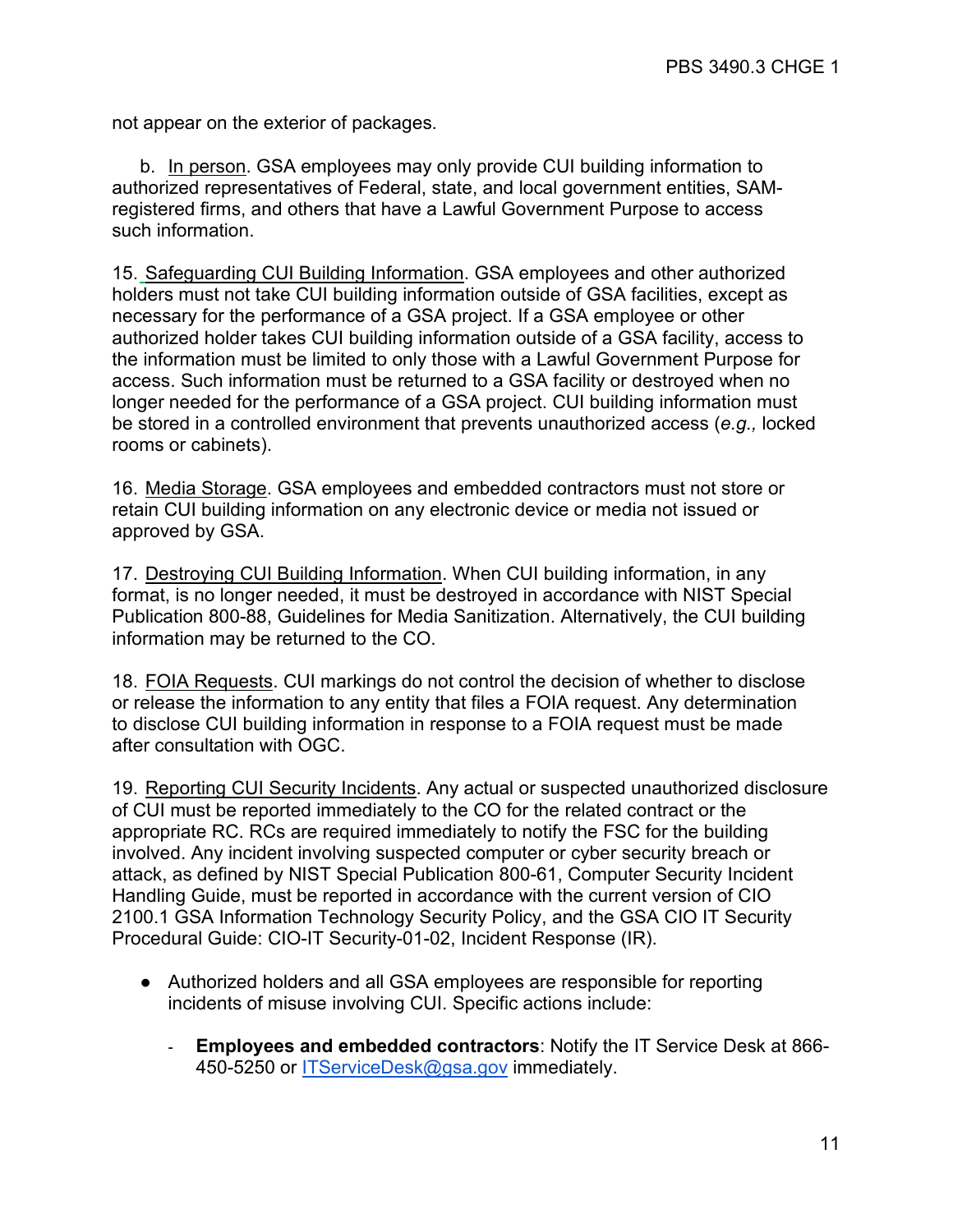not appear on the exterior of packages.

b. In person. GSA employees may only provide CUI building information to authorized representatives of Federal, state, and local government entities, SAM-registered firms, and others that have a Lawful Government Purpose to access such information.

15. Safeguarding CUI Building Information. GSA employees and other authorized holders must not take CUI building information outside of GSA facilities, except as necessary for the performance of a GSA project. If a GSA employee or other authorized holder takes CUI building information outside of a GSA facility, access to the information must be limited to only those with a Lawful Government Purpose for access. Such information must be returned to a GSA facility or destroyed when no longer needed for the performance of a GSA project. CUI building information must be stored in a controlled environment that prevents unauthorized access (*e.g.,* locked rooms or cabinets).

16. Media Storage. GSA employees and embedded contractors must not store or retain CUI building information on any electronic device or media not issued or approved by GSA.

17. Destroying CUI Building Information. When CUI building information, in any format, is no longer needed, it must be destroyed in accordance with NIST Special Publication 800-88, Guidelines for Media Sanitization. Alternatively, the CUI building information may be returned to the CO.

18. FOIA Requests. CUI markings do not control the decision of whether to disclose or release the information to any entity that files a FOIA request. Any determination to disclose CUI building information in response to a FOIA request must be made after consultation with OGC.

19. Reporting CUI Security Incidents. Any actual or suspected unauthorized disclosure of CUI must be reported immediately to the CO for the related contract or the appropriate RC. RCs are required immediately to notify the FSC for the building involved. Any incident involving suspected computer or cyber security breach or attack, as defined by NIST Special Publication 800-61, Computer Security Incident Handling Guide, must be reported in accordance with the current version of CIO 2100.1 GSA Information Technology Security Policy, and the GSA CIO IT Security Procedural Guide: CIO-IT Security-01-02, Incident Response (IR).

- Authorized holders and all GSA employees are responsible for reporting incidents of misuse involving CUI. Specific actions include:
    - **Employees and embedded contractors**: Notify the IT Service Desk at 866-450-5250 or ITServiceDesk@gsa.gov immediately.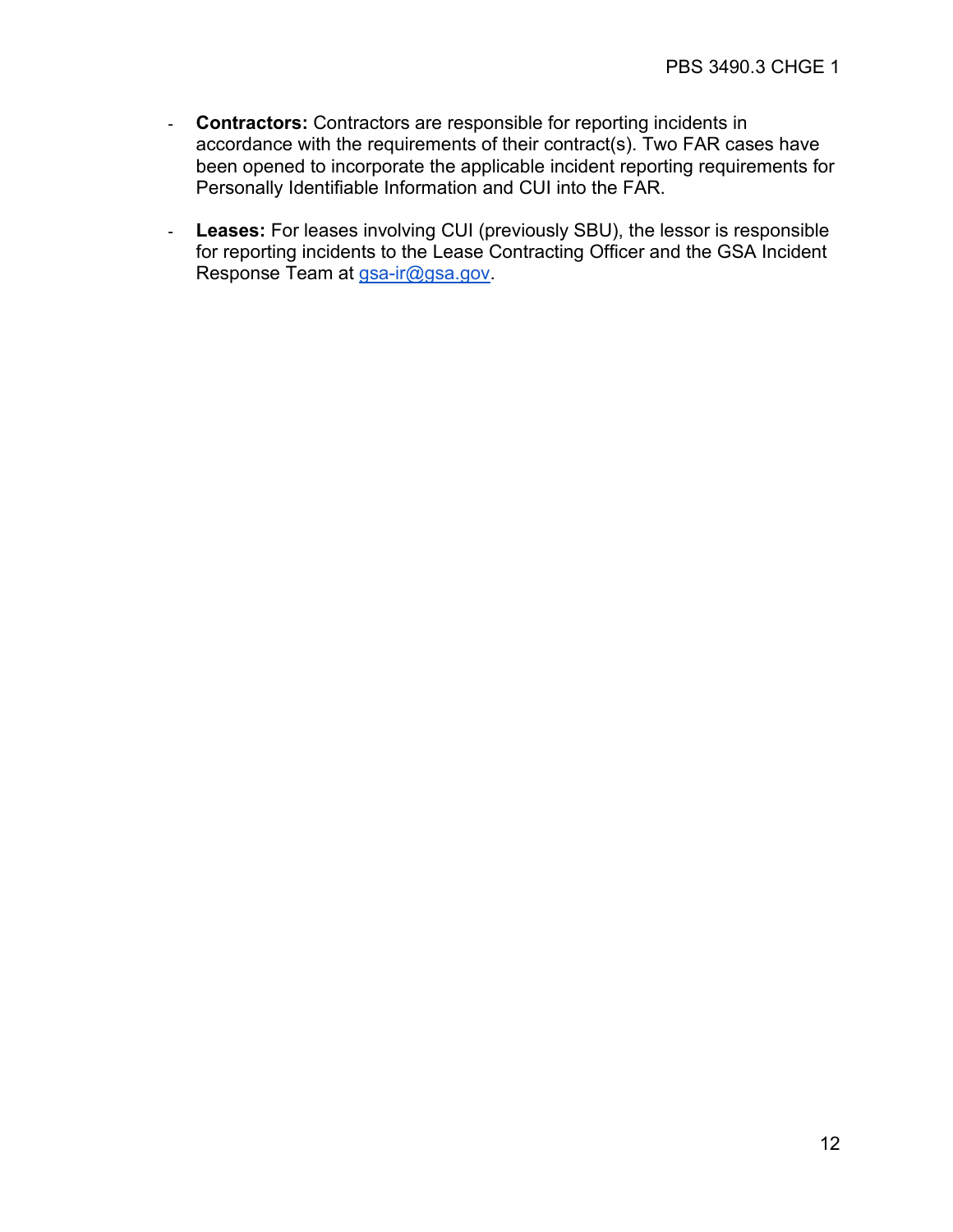- **Contractors:** Contractors are responsible for reporting incidents in accordance with the requirements of their contract(s). Two FAR cases have been opened to incorporate the applicable incident reporting requirements for Personally Identifiable Information and CUI into the FAR.

- **Leases:** For leases involving CUI (previously SBU), the lessor is responsible for reporting incidents to the Lease Contracting Officer and the GSA Incident Response Team at gsa-ir@gsa.gov.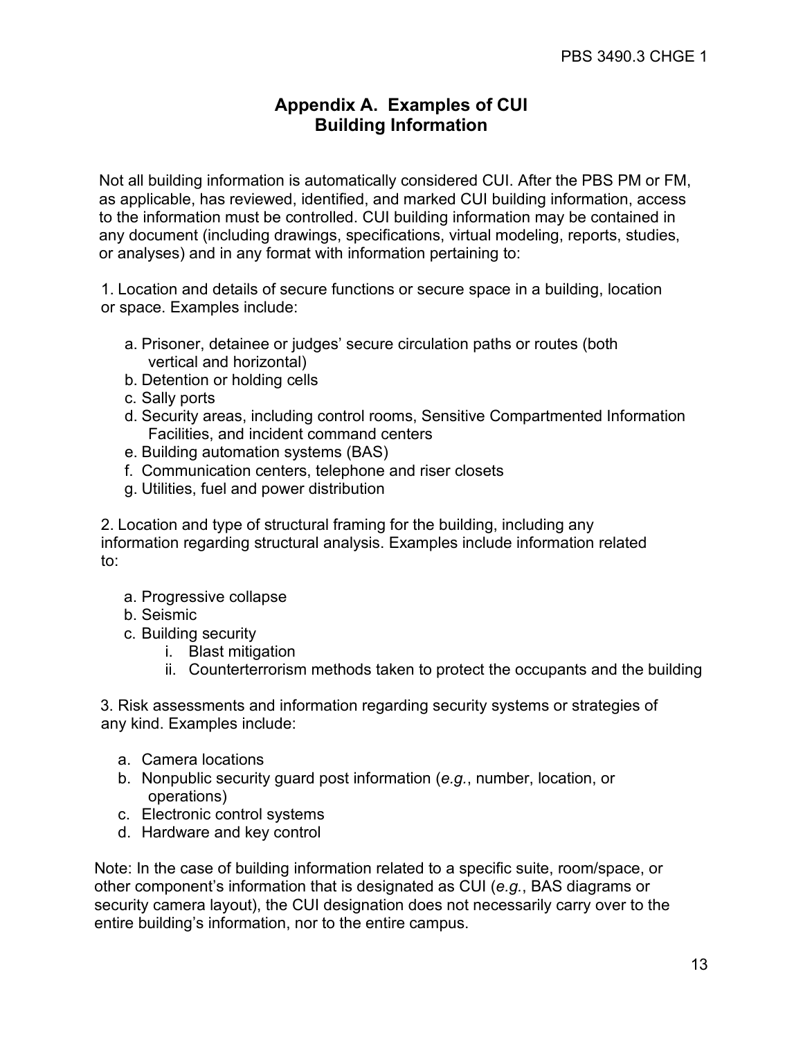# Appendix A. Examples of CUI Building Information

Not all building information is automatically considered CUI. After the PBS PM or FM, as applicable, has reviewed, identified, and marked CUI building information, access to the information must be controlled. CUI building information may be contained in any document (including drawings, specifications, virtual modeling, reports, studies, or analyses) and in any format with information pertaining to:

1. Location and details of secure functions or secure space in a building, location or space. Examples include:

   a. Prisoner, detainee or judges' secure circulation paths or routes (both vertical and horizontal)
   b. Detention or holding cells
   c. Sally ports
   d. Security areas, including control rooms, Sensitive Compartmented Information Facilities, and incident command centers
   e. Building automation systems (BAS)
   f. Communication centers, telephone and riser closets
   g. Utilities, fuel and power distribution

2. Location and type of structural framing for the building, including any information regarding structural analysis. Examples include information related to:

   a. Progressive collapse
   b. Seismic
   c. Building security
      i. Blast mitigation
      ii. Counterterrorism methods taken to protect the occupants and the building

3. Risk assessments and information regarding security systems or strategies of any kind. Examples include:

   a. Camera locations
   b. Nonpublic security guard post information (*e.g.*, number, location, or operations)
   c. Electronic control systems
   d. Hardware and key control

Note: In the case of building information related to a specific suite, room/space, or other component's information that is designated as CUI (*e.g.*, BAS diagrams or security camera layout), the CUI designation does not necessarily carry over to the entire building's information, nor to the entire campus.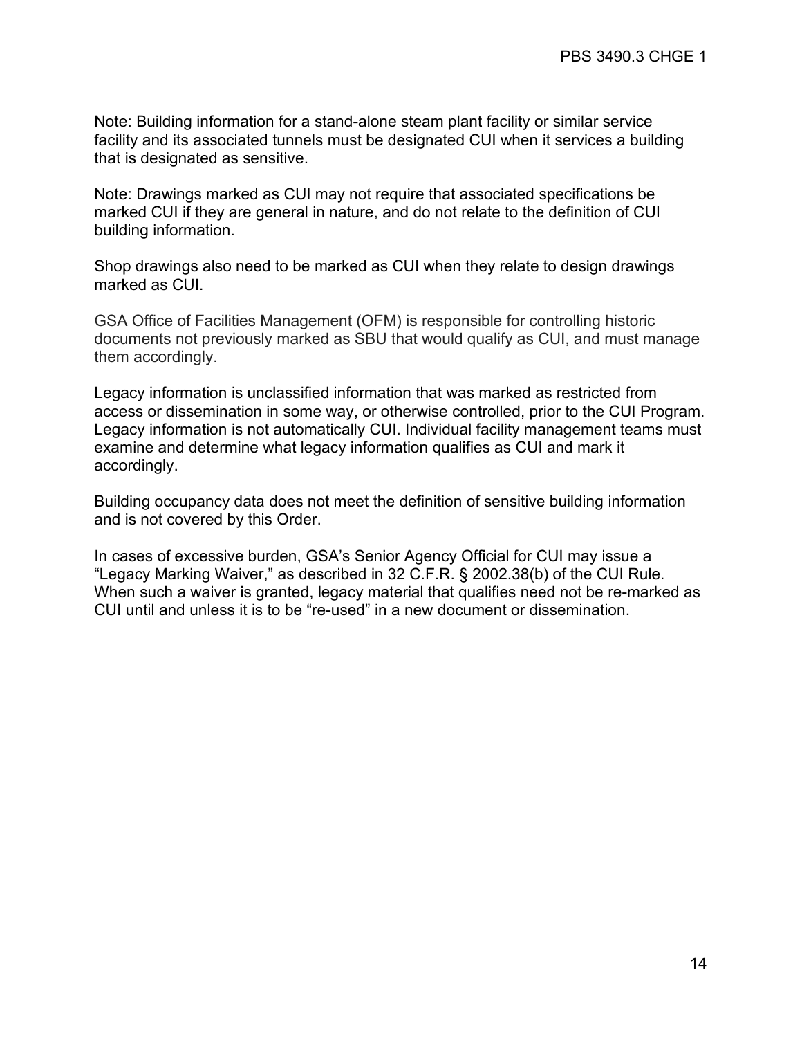Note: Building information for a stand-alone steam plant facility or similar service facility and its associated tunnels must be designated CUI when it services a building that is designated as sensitive.

Note: Drawings marked as CUI may not require that associated specifications be marked CUI if they are general in nature, and do not relate to the definition of CUI building information.

Shop drawings also need to be marked as CUI when they relate to design drawings marked as CUI.

GSA Office of Facilities Management (OFM) is responsible for controlling historic documents not previously marked as SBU that would qualify as CUI, and must manage them accordingly.

Legacy information is unclassified information that was marked as restricted from access or dissemination in some way, or otherwise controlled, prior to the CUI Program. Legacy information is not automatically CUI. Individual facility management teams must examine and determine what legacy information qualifies as CUI and mark it accordingly.

Building occupancy data does not meet the definition of sensitive building information and is not covered by this Order.

In cases of excessive burden, GSA's Senior Agency Official for CUI may issue a "Legacy Marking Waiver," as described in 32 C.F.R. § 2002.38(b) of the CUI Rule. When such a waiver is granted, legacy material that qualifies need not be re-marked as CUI until and unless it is to be "re-used" in a new document or dissemination.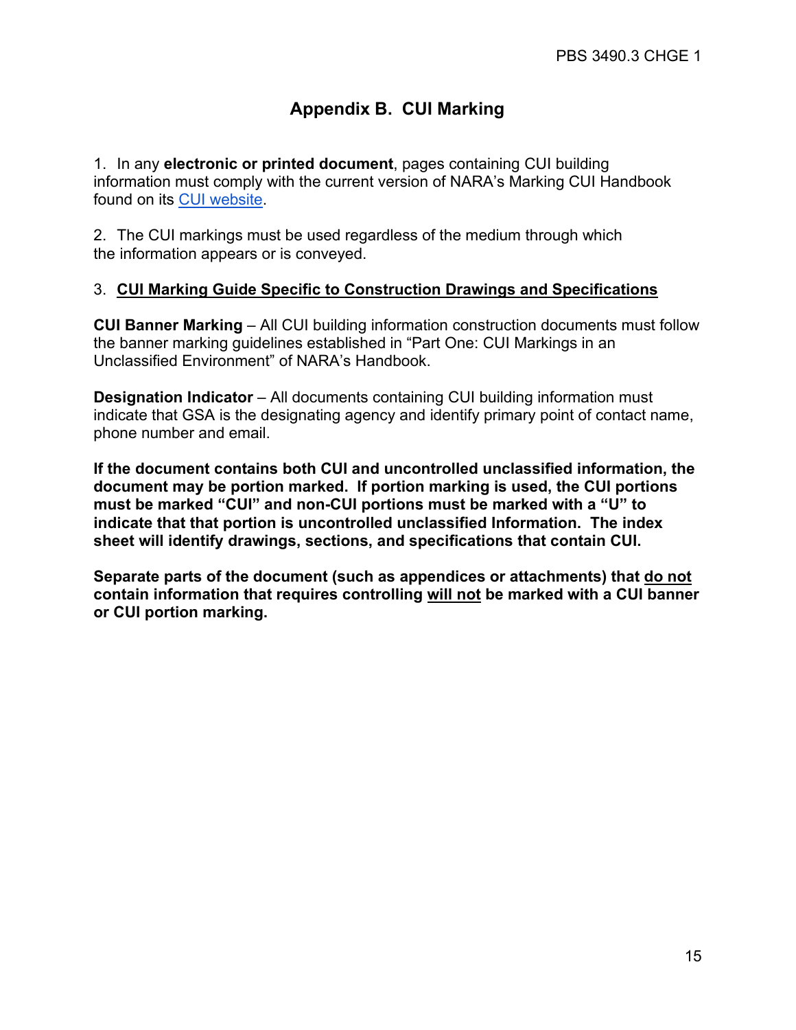# Appendix B. CUI Marking

1. In any **electronic or printed document**, pages containing CUI building information must comply with the current version of NARA's Marking CUI Handbook found on its CUI website.

2. The CUI markings must be used regardless of the medium through which the information appears or is conveyed.

3. **CUI Marking Guide Specific to Construction Drawings and Specifications**

**CUI Banner Marking** – All CUI building information construction documents must follow the banner marking guidelines established in "Part One: CUI Markings in an Unclassified Environment" of NARA's Handbook.

**Designation Indicator** – All documents containing CUI building information must indicate that GSA is the designating agency and identify primary point of contact name, phone number and email.

**If the document contains both CUI and uncontrolled unclassified information, the document may be portion marked. If portion marking is used, the CUI portions must be marked "CUI" and non-CUI portions must be marked with a "U" to indicate that that portion is uncontrolled unclassified Information. The index sheet will identify drawings, sections, and specifications that contain CUI.**

**Separate parts of the document (such as appendices or attachments) that do not contain information that requires controlling will not be marked with a CUI banner or CUI portion marking.**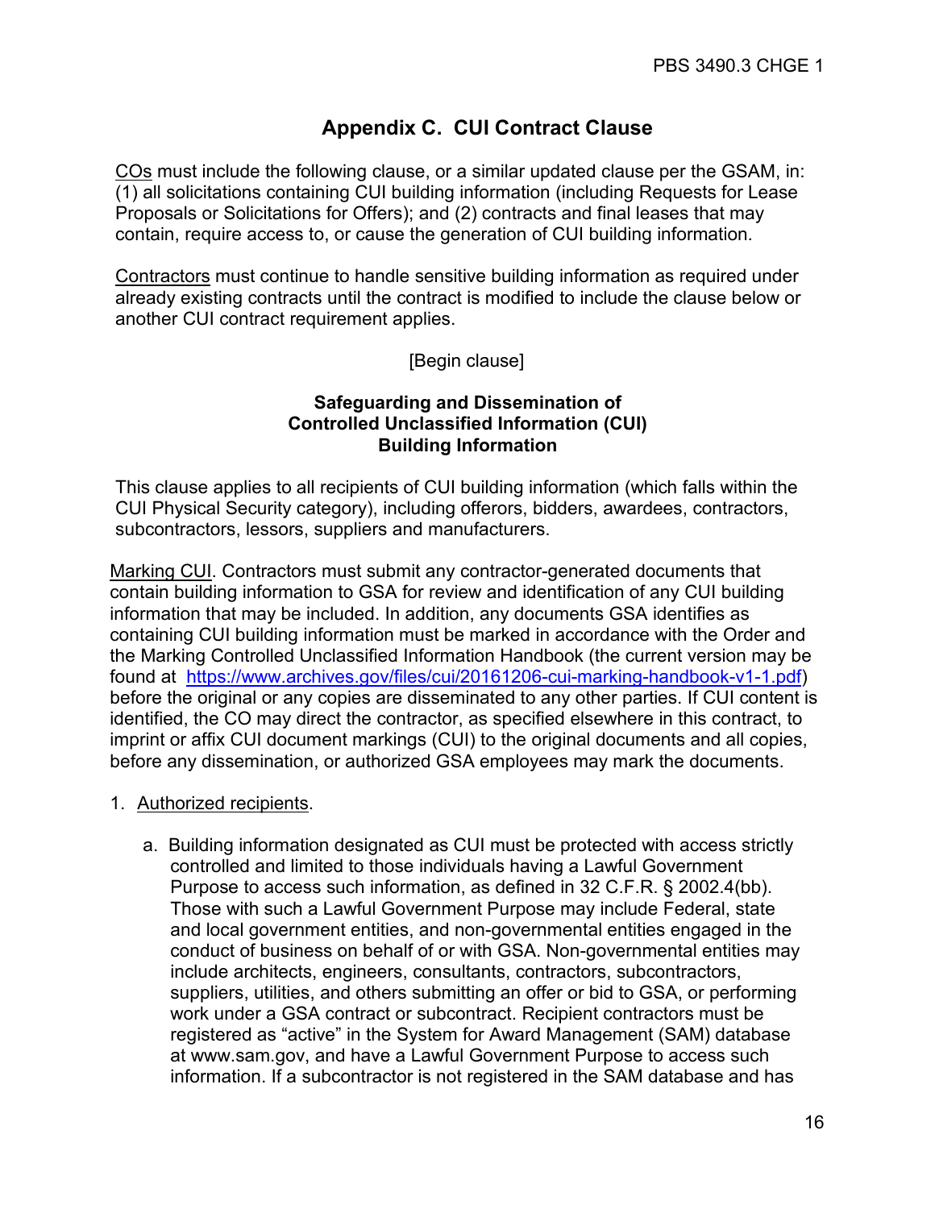## Appendix C. CUI Contract Clause

COs must include the following clause, or a similar updated clause per the GSAM, in: (1) all solicitations containing CUI building information (including Requests for Lease Proposals or Solicitations for Offers); and (2) contracts and final leases that may contain, require access to, or cause the generation of CUI building information.

Contractors must continue to handle sensitive building information as required under already existing contracts until the contract is modified to include the clause below or another CUI contract requirement applies.

[Begin clause]

**Safeguarding and Dissemination of Controlled Unclassified Information (CUI) Building Information**

This clause applies to all recipients of CUI building information (which falls within the CUI Physical Security category), including offerors, bidders, awardees, contractors, subcontractors, lessors, suppliers and manufacturers.

Marking CUI. Contractors must submit any contractor-generated documents that contain building information to GSA for review and identification of any CUI building information that may be included. In addition, any documents GSA identifies as containing CUI building information must be marked in accordance with the Order and the Marking Controlled Unclassified Information Handbook (the current version may be found at https://www.archives.gov/files/cui/20161206-cui-marking-handbook-v1-1.pdf) before the original or any copies are disseminated to any other parties. If CUI content is identified, the CO may direct the contractor, as specified elsewhere in this contract, to imprint or affix CUI document markings (CUI) to the original documents and all copies, before any dissemination, or authorized GSA employees may mark the documents.

1. Authorized recipients.

   a. Building information designated as CUI must be protected with access strictly controlled and limited to those individuals having a Lawful Government Purpose to access such information, as defined in 32 C.F.R. § 2002.4(bb). Those with such a Lawful Government Purpose may include Federal, state and local government entities, and non-governmental entities engaged in the conduct of business on behalf of or with GSA. Non-governmental entities may include architects, engineers, consultants, contractors, subcontractors, suppliers, utilities, and others submitting an offer or bid to GSA, or performing work under a GSA contract or subcontract. Recipient contractors must be registered as "active" in the System for Award Management (SAM) database at www.sam.gov, and have a Lawful Government Purpose to access such information. If a subcontractor is not registered in the SAM database and has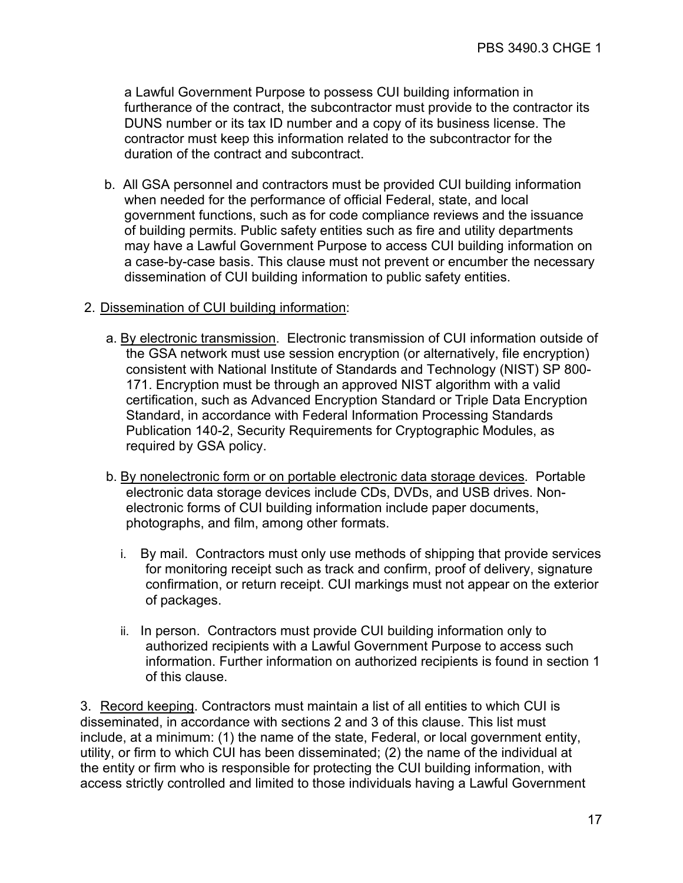a Lawful Government Purpose to possess CUI building information in furtherance of the contract, the subcontractor must provide to the contractor its DUNS number or its tax ID number and a copy of its business license. The contractor must keep this information related to the subcontractor for the duration of the contract and subcontract.

b. All GSA personnel and contractors must be provided CUI building information when needed for the performance of official Federal, state, and local government functions, such as for code compliance reviews and the issuance of building permits. Public safety entities such as fire and utility departments may have a Lawful Government Purpose to access CUI building information on a case-by-case basis. This clause must not prevent or encumber the necessary dissemination of CUI building information to public safety entities.

2. Dissemination of CUI building information:

a. By electronic transmission. Electronic transmission of CUI information outside of the GSA network must use session encryption (or alternatively, file encryption) consistent with National Institute of Standards and Technology (NIST) SP 800-171. Encryption must be through an approved NIST algorithm with a valid certification, such as Advanced Encryption Standard or Triple Data Encryption Standard, in accordance with Federal Information Processing Standards Publication 140-2, Security Requirements for Cryptographic Modules, as required by GSA policy.

b. By nonelectronic form or on portable electronic data storage devices. Portable electronic data storage devices include CDs, DVDs, and USB drives. Non-electronic forms of CUI building information include paper documents, photographs, and film, among other formats.

i. By mail. Contractors must only use methods of shipping that provide services for monitoring receipt such as track and confirm, proof of delivery, signature confirmation, or return receipt. CUI markings must not appear on the exterior of packages.

ii. In person. Contractors must provide CUI building information only to authorized recipients with a Lawful Government Purpose to access such information. Further information on authorized recipients is found in section 1 of this clause.

3. Record keeping. Contractors must maintain a list of all entities to which CUI is disseminated, in accordance with sections 2 and 3 of this clause. This list must include, at a minimum: (1) the name of the state, Federal, or local government entity, utility, or firm to which CUI has been disseminated; (2) the name of the individual at the entity or firm who is responsible for protecting the CUI building information, with access strictly controlled and limited to those individuals having a Lawful Government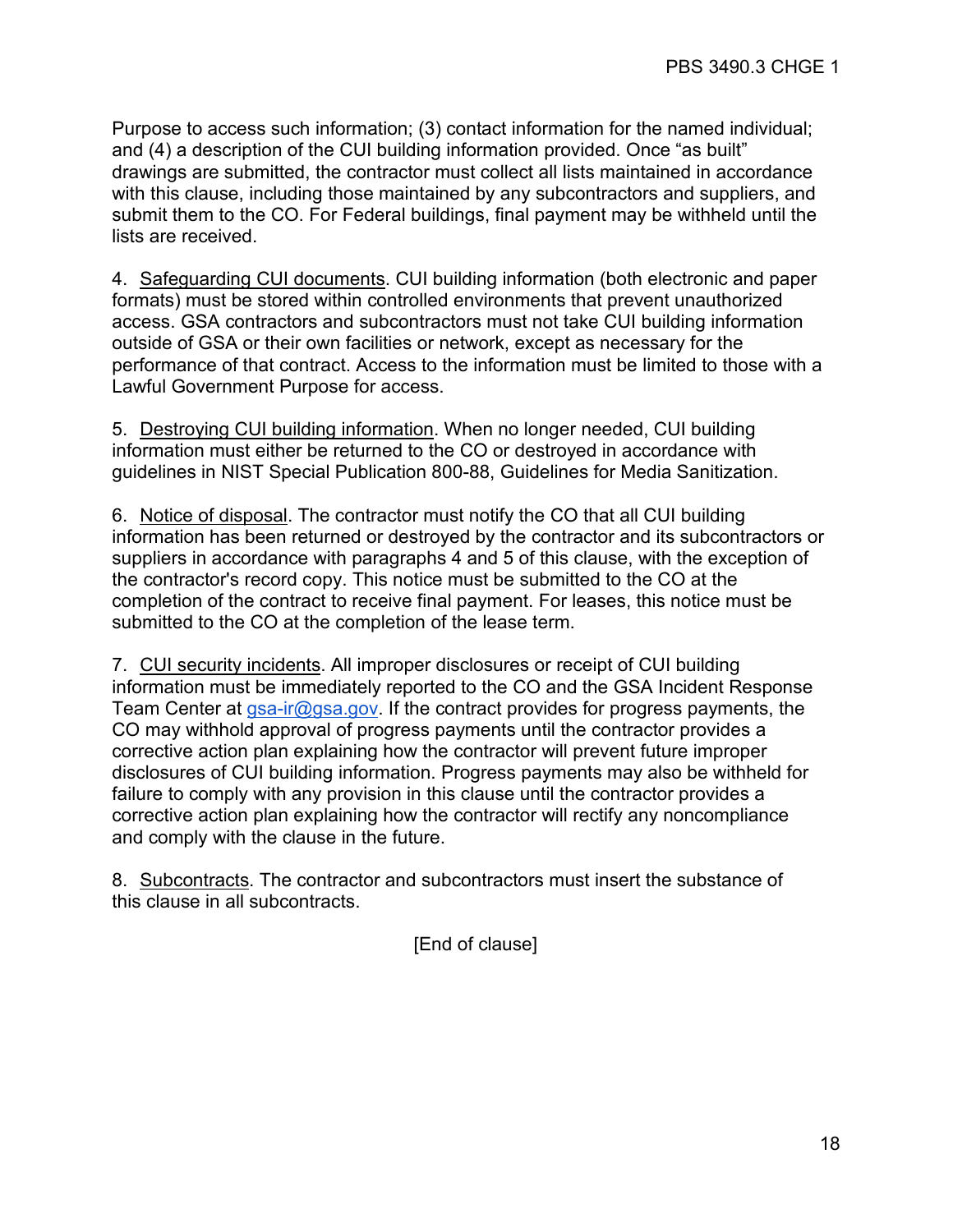Purpose to access such information; (3) contact information for the named individual; and (4) a description of the CUI building information provided. Once “as built” drawings are submitted, the contractor must collect all lists maintained in accordance with this clause, including those maintained by any subcontractors and suppliers, and submit them to the CO. For Federal buildings, final payment may be withheld until the lists are received.

4. Safeguarding CUI documents. CUI building information (both electronic and paper formats) must be stored within controlled environments that prevent unauthorized access. GSA contractors and subcontractors must not take CUI building information outside of GSA or their own facilities or network, except as necessary for the performance of that contract. Access to the information must be limited to those with a Lawful Government Purpose for access.

5. Destroying CUI building information. When no longer needed, CUI building information must either be returned to the CO or destroyed in accordance with guidelines in NIST Special Publication 800-88, Guidelines for Media Sanitization.

6. Notice of disposal. The contractor must notify the CO that all CUI building information has been returned or destroyed by the contractor and its subcontractors or suppliers in accordance with paragraphs 4 and 5 of this clause, with the exception of the contractor's record copy. This notice must be submitted to the CO at the completion of the contract to receive final payment. For leases, this notice must be submitted to the CO at the completion of the lease term.

7. CUI security incidents. All improper disclosures or receipt of CUI building information must be immediately reported to the CO and the GSA Incident Response Team Center at gsa-ir@gsa.gov. If the contract provides for progress payments, the CO may withhold approval of progress payments until the contractor provides a corrective action plan explaining how the contractor will prevent future improper disclosures of CUI building information. Progress payments may also be withheld for failure to comply with any provision in this clause until the contractor provides a corrective action plan explaining how the contractor will rectify any noncompliance and comply with the clause in the future.

8. Subcontracts. The contractor and subcontractors must insert the substance of this clause in all subcontracts.

[End of clause]